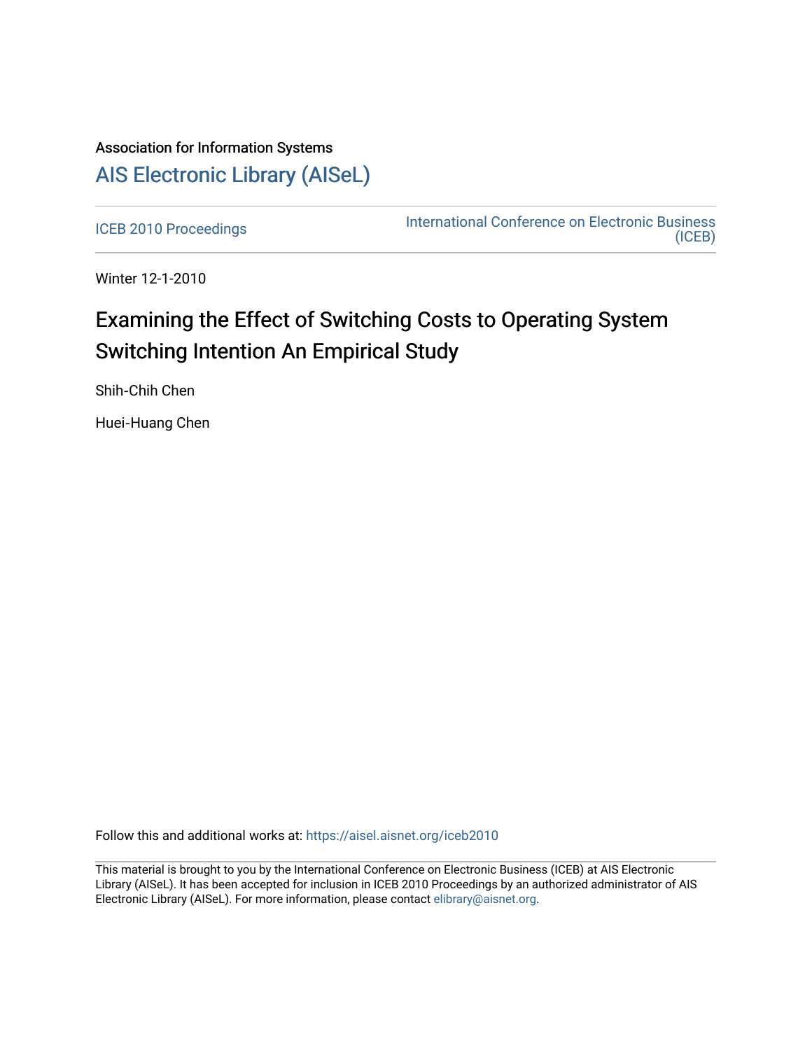Association for Information Systems

# AIS Electronic Library (AISeL)

ICEB 2010 Proceedings

International Conference on Electronic Business (ICEB)

Winter 12-1-2010

# Examining the Effect of Switching Costs to Operating System Switching Intention An Empirical Study

Shih-Chih Chen

Huei-Huang Chen

Follow this and additional works at: https://aisel.aisnet.org/iceb2010

This material is brought to you by the International Conference on Electronic Business (ICEB) at AIS Electronic Library (AISeL). It has been accepted for inclusion in ICEB 2010 Proceedings by an authorized administrator of AIS Electronic Library (AISeL). For more information, please contact elibrary@aisnet.org.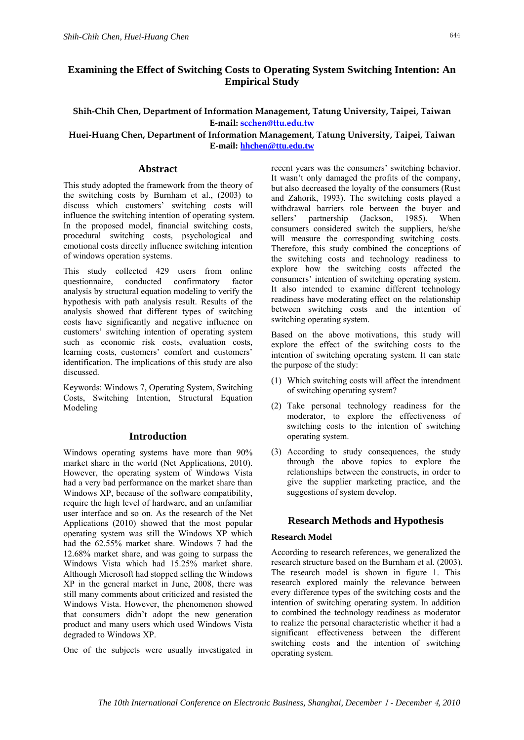# Examining the Effect of Switching Costs to Operating System Switching Intention: An Empirical Study

**Shih-Chih Chen, Department of Information Management, Tatung University, Taipei, Taiwan**
**E-mail: scchen@ttu.edu.tw**
**Huei-Huang Chen, Department of Information Management, Tatung University, Taipei, Taiwan**
**E-mail: hhchen@ttu.edu.tw**

## Abstract

This study adopted the framework from the theory of the switching costs by Burnham et al., (2003) to discuss which customers' switching costs will influence the switching intention of operating system. In the proposed model, financial switching costs, procedural switching costs, psychological and emotional costs directly influence switching intention of windows operation systems.

This study collected 429 users from online questionnaire, conducted confirmatory factor analysis by structural equation modeling to verify the hypothesis with path analysis result. Results of the analysis showed that different types of switching costs have significantly and negative influence on customers' switching intention of operating system such as economic risk costs, evaluation costs, learning costs, customers' comfort and customers' identification. The implications of this study are also discussed.

Keywords: Windows 7, Operating System, Switching Costs, Switching Intention, Structural Equation Modeling

## Introduction

Windows operating systems have more than 90% market share in the world (Net Applications, 2010). However, the operating system of Windows Vista had a very bad performance on the market share than Windows XP, because of the software compatibility, require the high level of hardware, and an unfamiliar user interface and so on. As the research of the Net Applications (2010) showed that the most popular operating system was still the Windows XP which had the 62.55% market share. Windows 7 had the 12.68% market share, and was going to surpass the Windows Vista which had 15.25% market share. Although Microsoft had stopped selling the Windows XP in the general market in June, 2008, there was still many comments about criticized and resisted the Windows Vista. However, the phenomenon showed that consumers didn't adopt the new generation product and many users which used Windows Vista degraded to Windows XP.

One of the subjects were usually investigated in recent years was the consumers' switching behavior. It wasn't only damaged the profits of the company, but also decreased the loyalty of the consumers (Rust and Zahorik, 1993). The switching costs played a withdrawal barriers role between the buyer and sellers' partnership (Jackson, 1985). When consumers considered switch the suppliers, he/she will measure the corresponding switching costs. Therefore, this study combined the conceptions of the switching costs and technology readiness to explore how the switching costs affected the consumers' intention of switching operating system. It also intended to examine different technology readiness have moderating effect on the relationship between switching costs and the intention of switching operating system.

Based on the above motivations, this study will explore the effect of the switching costs to the intention of switching operating system. It can state the purpose of the study:

(1) Which switching costs will affect the intendment of switching operating system?

(2) Take personal technology readiness for the moderator, to explore the effectiveness of switching costs to the intention of switching operating system.

(3) According to study consequences, the study through the above topics to explore the relationships between the constructs, in order to give the supplier marketing practice, and the suggestions of system develop.

## Research Methods and Hypothesis

### Research Model

According to research references, we generalized the research structure based on the Burnham et al. (2003). The research model is shown in figure 1. This research explored mainly the relevance between every difference types of the switching costs and the intention of switching operating system. In addition to combined the technology readiness as moderator to realize the personal characteristic whether it had a significant effectiveness between the different switching costs and the intention of switching operating system.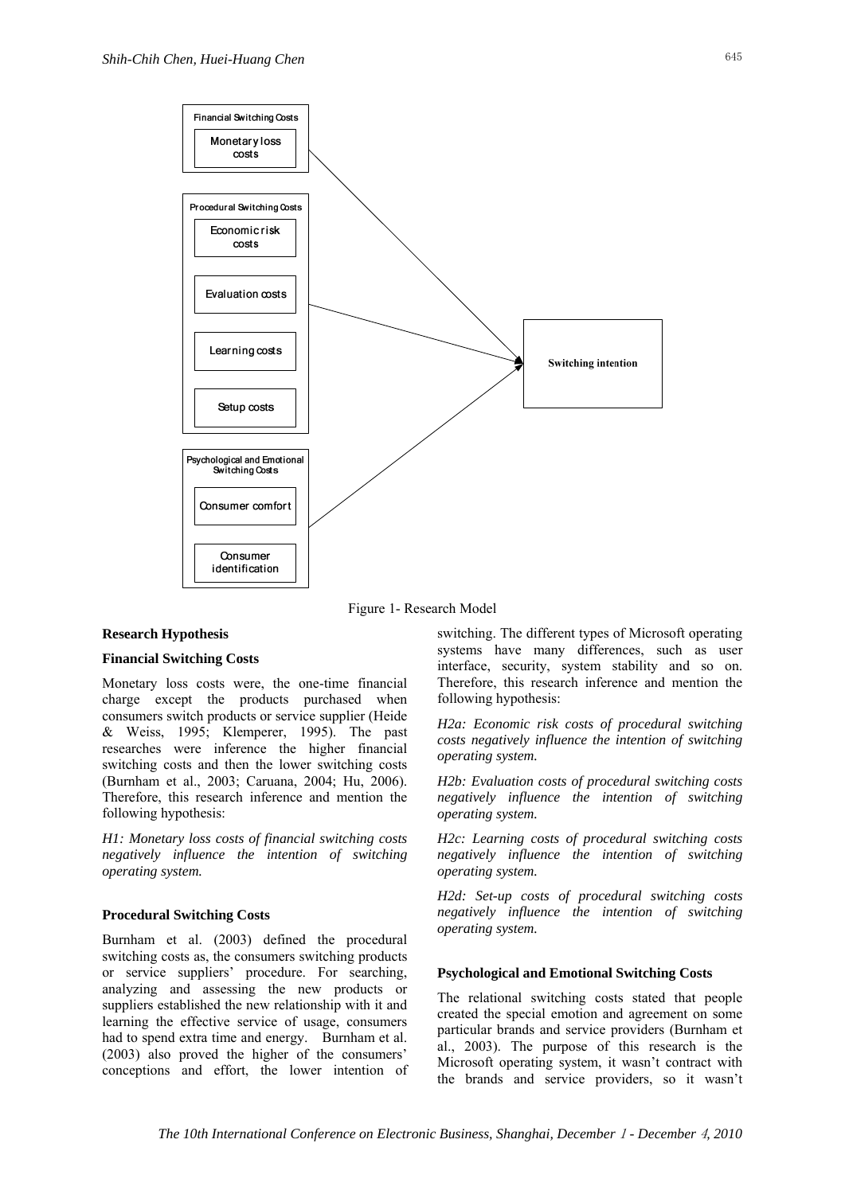Financial Switching Costs

Monetary loss costs

Procedural Switching Costs

Economic risk costs

Evaluation costs

Learning costs

Setup costs

Psychological and Emotional Switching Costs

Consumer comfort

Consumer identification

Switching intention

Figure 1- Research Model

### Research Hypothesis

### Financial Switching Costs

Monetary loss costs were, the one-time financial charge except the products purchased when consumers switch products or service supplier (Heide & Weiss, 1995; Klemperer, 1995). The past researches were inference the higher financial switching costs and then the lower switching costs (Burnham et al., 2003; Caruana, 2004; Hu, 2006). Therefore, this research inference and mention the following hypothesis:

*H1: Monetary loss costs of financial switching costs negatively influence the intention of switching operating system.*

### Procedural Switching Costs

Burnham et al. (2003) defined the procedural switching costs as, the consumers switching products or service suppliers' procedure. For searching, analyzing and assessing the new products or suppliers established the new relationship with it and learning the effective service of usage, consumers had to spend extra time and energy. Burnham et al. (2003) also proved the higher of the consumers' conceptions and effort, the lower intention of switching. The different types of Microsoft operating systems have many differences, such as user interface, security, system stability and so on. Therefore, this research inference and mention the following hypothesis:

*H2a: Economic risk costs of procedural switching costs negatively influence the intention of switching operating system.*

*H2b: Evaluation costs of procedural switching costs negatively influence the intention of switching operating system.*

*H2c: Learning costs of procedural switching costs negatively influence the intention of switching operating system.*

*H2d: Set-up costs of procedural switching costs negatively influence the intention of switching operating system.*

### Psychological and Emotional Switching Costs

The relational switching costs stated that people created the special emotion and agreement on some particular brands and service providers (Burnham et al., 2003). The purpose of this research is the Microsoft operating system, it wasn't contract with the brands and service providers, so it wasn't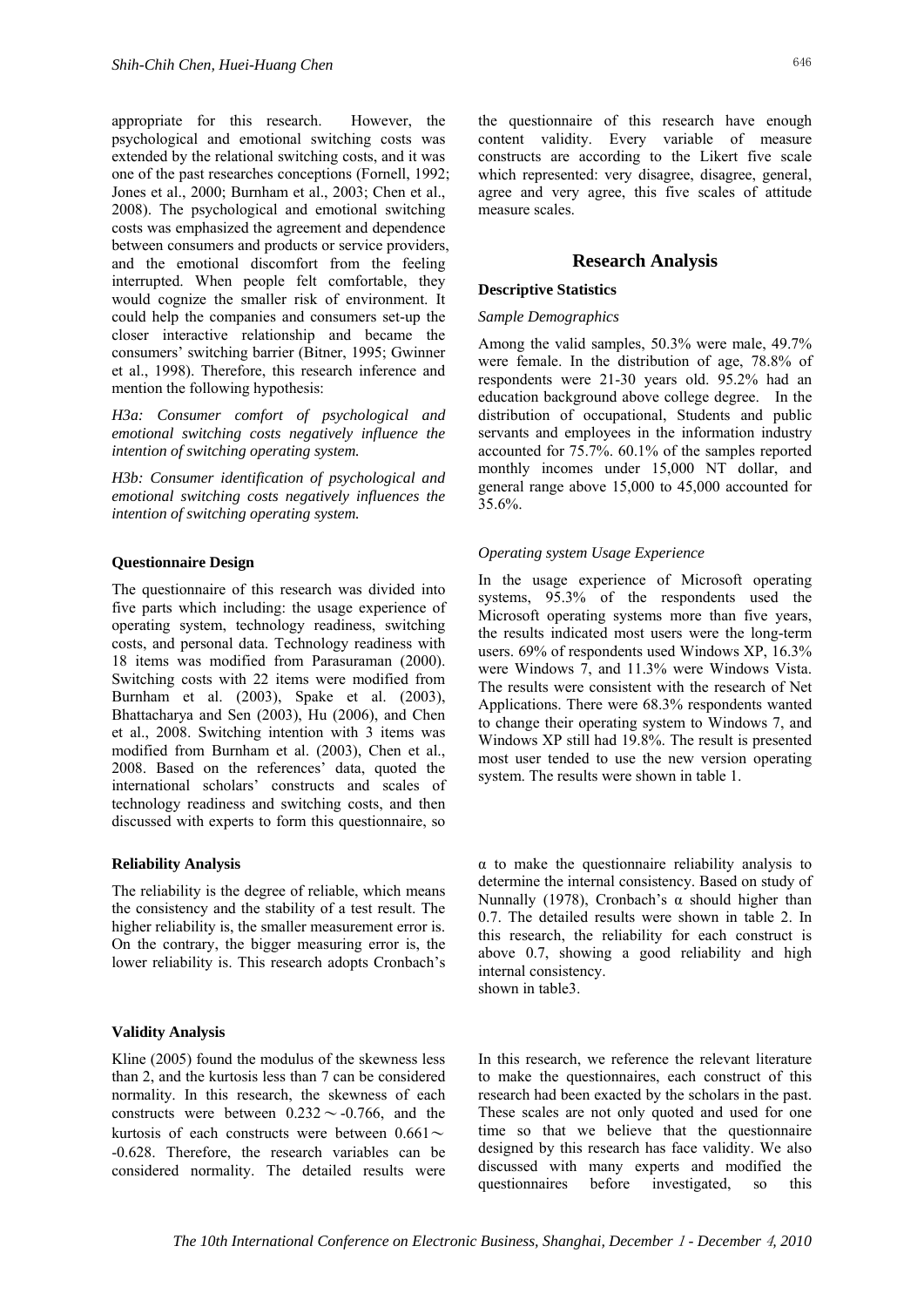appropriate for this research. However, the psychological and emotional switching costs was extended by the relational switching costs, and it was one of the past researches conceptions (Fornell, 1992; Jones et al., 2000; Burnham et al., 2003; Chen et al., 2008). The psychological and emotional switching costs was emphasized the agreement and dependence between consumers and products or service providers, and the emotional discomfort from the feeling interrupted. When people felt comfortable, they would cognize the smaller risk of environment. It could help the companies and consumers set-up the closer interactive relationship and became the consumers' switching barrier (Bitner, 1995; Gwinner et al., 1998). Therefore, this research inference and mention the following hypothesis:

*H3a: Consumer comfort of psychological and emotional switching costs negatively influence the intention of switching operating system.*

*H3b: Consumer identification of psychological and emotional switching costs negatively influences the intention of switching operating system.*

### Questionnaire Design

The questionnaire of this research was divided into five parts which including: the usage experience of operating system, technology readiness, switching costs, and personal data. Technology readiness with 18 items was modified from Parasuraman (2000). Switching costs with 22 items were modified from Burnham et al. (2003), Spake et al. (2003), Bhattacharya and Sen (2003), Hu (2006), and Chen et al., 2008. Switching intention with 3 items was modified from Burnham et al. (2003), Chen et al., 2008. Based on the references' data, quoted the international scholars' constructs and scales of technology readiness and switching costs, and then discussed with experts to form this questionnaire, so the questionnaire of this research have enough content validity. Every variable of measure constructs are according to the Likert five scale which represented: very disagree, disagree, general, agree and very agree, this five scales of attitude measure scales.

## Research Analysis

### Descriptive Statistics

*Sample Demographics*

Among the valid samples, 50.3% were male, 49.7% were female. In the distribution of age, 78.8% of respondents were 21-30 years old. 95.2% had an education background above college degree. In the distribution of occupational, Students and public servants and employees in the information industry accounted for 75.7%. 60.1% of the samples reported monthly incomes under 15,000 NT dollar, and general range above 15,000 to 45,000 accounted for 35.6%.

*Operating system Usage Experience*

In the usage experience of Microsoft operating systems, 95.3% of the respondents used the Microsoft operating systems more than five years, the results indicated most users were the long-term users. 69% of respondents used Windows XP, 16.3% were Windows 7, and 11.3% were Windows Vista. The results were consistent with the research of Net Applications. There were 68.3% respondents wanted to change their operating system to Windows 7, and Windows XP still had 19.8%. The result is presented most user tended to use the new version operating system. The results were shown in table 1.

### Reliability Analysis

The reliability is the degree of reliable, which means the consistency and the stability of a test result. The higher reliability is, the smaller measurement error is. On the contrary, the bigger measuring error is, the lower reliability is. This research adopts Cronbach's α to make the questionnaire reliability analysis to determine the internal consistency. Based on study of Nunnally (1978), Cronbach's α should higher than 0.7. The detailed results were shown in table 2. In this research, the reliability for each construct is above 0.7, showing a good reliability and high internal consistency.

### Validity Analysis

Kline (2005) found the modulus of the skewness less than 2, and the kurtosis less than 7 can be considered normality. In this research, the skewness of each constructs were between 0.232～-0.766, and the kurtosis of each constructs were between 0.661～-0.628. Therefore, the research variables can be considered normality. The detailed results were shown in table3.

In this research, we reference the relevant literature to make the questionnaires, each construct of this research had been exacted by the scholars in the past. These scales are not only quoted and used for one time so that we believe that the questionnaire designed by this research has face validity. We also discussed with many experts and modified the questionnaires before investigated, so this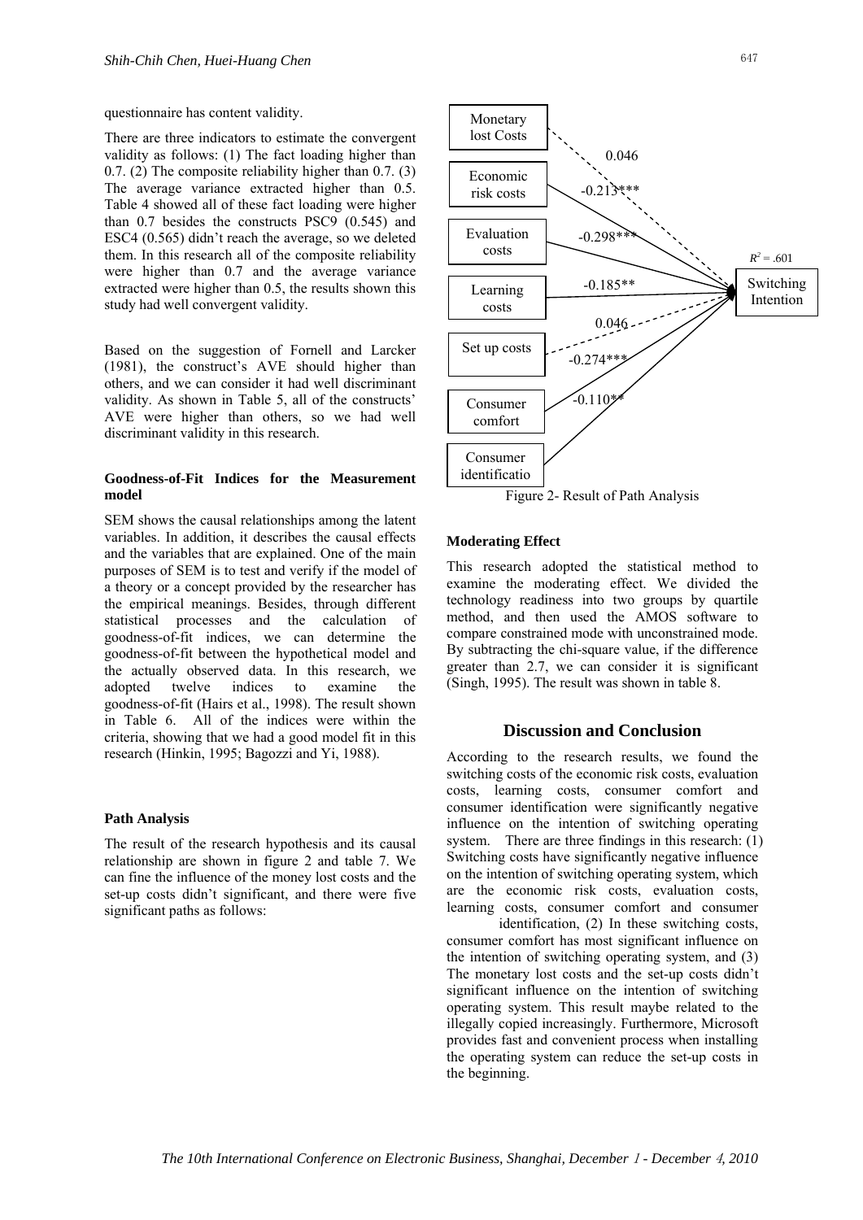questionnaire has content validity.

There are three indicators to estimate the convergent validity as follows: (1) The fact loading higher than 0.7. (2) The composite reliability higher than 0.7. (3) The average variance extracted higher than 0.5. Table 4 showed all of these fact loading were higher than 0.7 besides the constructs PSC9 (0.545) and ESC4 (0.565) didn't reach the average, so we deleted them. In this research all of the composite reliability were higher than 0.7 and the average variance extracted were higher than 0.5, the results shown this study had well convergent validity.

Based on the suggestion of Fornell and Larcker (1981), the construct's AVE should higher than others, and we can consider it had well discriminant validity. As shown in Table 5, all of the constructs' AVE were higher than others, so we had well discriminant validity in this research.

#### Goodness-of-Fit Indices for the Measurement model

SEM shows the causal relationships among the latent variables. In addition, it describes the causal effects and the variables that are explained. One of the main purposes of SEM is to test and verify if the model of a theory or a concept provided by the researcher has the empirical meanings. Besides, through different statistical processes and the calculation of goodness-of-fit indices, we can determine the goodness-of-fit between the hypothetical model and the actually observed data. In this research, we adopted twelve indices to examine the goodness-of-fit (Hairs et al., 1998). The result shown in Table 6. All of the indices were within the criteria, showing that we had a good model fit in this research (Hinkin, 1995; Bagozzi and Yi, 1988).

#### Path Analysis

The result of the research hypothesis and its causal relationship are shown in figure 2 and table 7. We can fine the influence of the money lost costs and the set-up costs didn't significant, and there were five significant paths as follows:

Monetary lost Costs
Economic risk costs
Evaluation costs
Learning costs
Set up costs
Consumer comfort
Consumer identificatio
0.046
-0.213***
-0.298***
-0.185**
0.046
-0.274***
-0.110**
$R^2$ = .601
Switching Intention

Figure 2- Result of Path Analysis

#### Moderating Effect

This research adopted the statistical method to examine the moderating effect. We divided the technology readiness into two groups by quartile method, and then used the AMOS software to compare constrained mode with unconstrained mode. By subtracting the chi-square value, if the difference greater than 2.7, we can consider it is significant (Singh, 1995). The result was shown in table 8.

## Discussion and Conclusion

According to the research results, we found the switching costs of the economic risk costs, evaluation costs, learning costs, consumer comfort and consumer identification were significantly negative influence on the intention of switching operating system. There are three findings in this research: (1) Switching costs have significantly negative influence on the intention of switching operating system, which are the economic risk costs, evaluation costs, learning costs, consumer comfort and consumer identification, (2) In these switching costs, consumer comfort has most significant influence on the intention of switching operating system, and (3) The monetary lost costs and the set-up costs didn't significant influence on the intention of switching operating system. This result maybe related to the illegally copied increasingly. Furthermore, Microsoft provides fast and convenient process when installing the operating system can reduce the set-up costs in the beginning.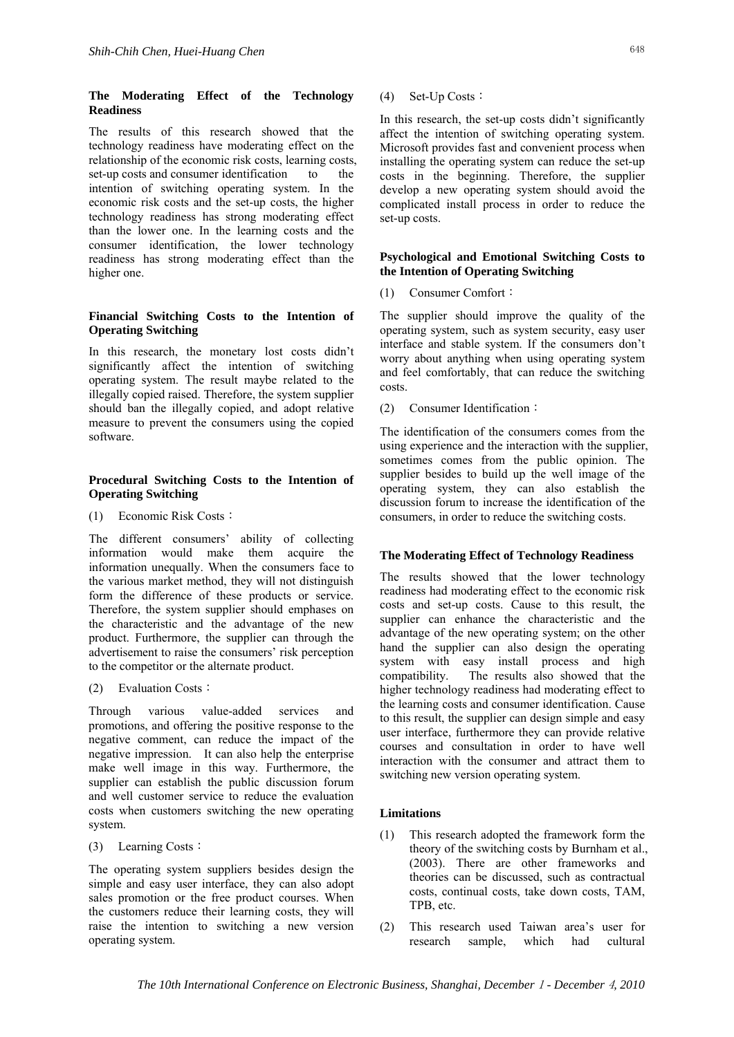**The Moderating Effect of the Technology Readiness**

The results of this research showed that the technology readiness have moderating effect on the relationship of the economic risk costs, learning costs, set-up costs and consumer identification to the intention of switching operating system. In the economic risk costs and the set-up costs, the higher technology readiness has strong moderating effect than the lower one. In the learning costs and the consumer identification, the lower technology readiness has strong moderating effect than the higher one.

**Financial Switching Costs to the Intention of Operating Switching**

In this research, the monetary lost costs didn't significantly affect the intention of switching operating system. The result maybe related to the illegally copied raised. Therefore, the system supplier should ban the illegally copied, and adopt relative measure to prevent the consumers using the copied software.

**Procedural Switching Costs to the Intention of Operating Switching**

(1) Economic Risk Costs：

The different consumers' ability of collecting information would make them acquire the information unequally. When the consumers face to the various market method, they will not distinguish form the difference of these products or service. Therefore, the system supplier should emphases on the characteristic and the advantage of the new product. Furthermore, the supplier can through the advertisement to raise the consumers' risk perception to the competitor or the alternate product.

(2) Evaluation Costs：

Through various value-added services and promotions, and offering the positive response to the negative comment, can reduce the impact of the negative impression. It can also help the enterprise make well image in this way. Furthermore, the supplier can establish the public discussion forum and well customer service to reduce the evaluation costs when customers switching the new operating system.

(3) Learning Costs：

The operating system suppliers besides design the simple and easy user interface, they can also adopt sales promotion or the free product courses. When the customers reduce their learning costs, they will raise the intention to switching a new version operating system.

(4) Set-Up Costs：

In this research, the set-up costs didn't significantly affect the intention of switching operating system. Microsoft provides fast and convenient process when installing the operating system can reduce the set-up costs in the beginning. Therefore, the supplier develop a new operating system should avoid the complicated install process in order to reduce the set-up costs.

**Psychological and Emotional Switching Costs to the Intention of Operating Switching**

(1) Consumer Comfort：

The supplier should improve the quality of the operating system, such as system security, easy user interface and stable system. If the consumers don't worry about anything when using operating system and feel comfortably, that can reduce the switching costs.

(2) Consumer Identification：

The identification of the consumers comes from the using experience and the interaction with the supplier, sometimes comes from the public opinion. The supplier besides to build up the well image of the operating system, they can also establish the discussion forum to increase the identification of the consumers, in order to reduce the switching costs.

**The Moderating Effect of Technology Readiness**

The results showed that the lower technology readiness had moderating effect to the economic risk costs and set-up costs. Cause to this result, the supplier can enhance the characteristic and the advantage of the new operating system; on the other hand the supplier can also design the operating system with easy install process and high compatibility. The results also showed that the higher technology readiness had moderating effect to the learning costs and consumer identification. Cause to this result, the supplier can design simple and easy user interface, furthermore they can provide relative courses and consultation in order to have well interaction with the consumer and attract them to switching new version operating system.

**Limitations**

(1) This research adopted the framework form the theory of the switching costs by Burnham et al., (2003). There are other frameworks and theories can be discussed, such as contractual costs, continual costs, take down costs, TAM, TPB, etc.

(2) This research used Taiwan area's user for research sample, which had cultural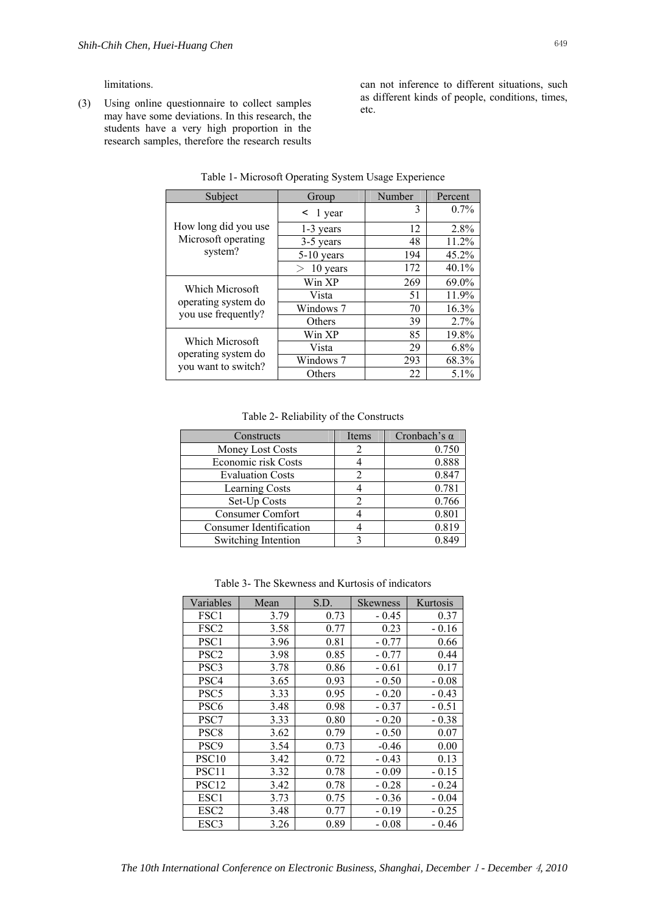limitations.

(3) Using online questionnaire to collect samples may have some deviations. In this research, the students have a very high proportion in the research samples, therefore the research results can not inference to different situations, such as different kinds of people, conditions, times, etc.

Table 1- Microsoft Operating System Usage Experience

| Subject | Group | Number | Percent |
|---|---|---|---|
| How long did you use Microsoft operating system? | < 1 year | 3 | 0.7% |
| | 1-3 years | 12 | 2.8% |
| | 3-5 years | 48 | 11.2% |
| | 5-10 years | 194 | 45.2% |
| | > 10 years | 172 | 40.1% |
| Which Microsoft operating system do you use frequently? | Win XP | 269 | 69.0% |
| | Vista | 51 | 11.9% |
| | Windows 7 | 70 | 16.3% |
| | Others | 39 | 2.7% |
| Which Microsoft operating system do you want to switch? | Win XP | 85 | 19.8% |
| | Vista | 29 | 6.8% |
| | Windows 7 | 293 | 68.3% |
| | Others | 22 | 5.1% |

Table 2- Reliability of the Constructs

| Constructs | Items | Cronbach's α |
|---|---|---|
| Money Lost Costs | 2 | 0.750 |
| Economic risk Costs | 4 | 0.888 |
| Evaluation Costs | 2 | 0.847 |
| Learning Costs | 4 | 0.781 |
| Set-Up Costs | 2 | 0.766 |
| Consumer Comfort | 4 | 0.801 |
| Consumer Identification | 4 | 0.819 |
| Switching Intention | 3 | 0.849 |

Table 3- The Skewness and Kurtosis of indicators

| Variables | Mean | S.D. | Skewness | Kurtosis |
|---|---|---|---|---|
| FSC1 | 3.79 | 0.73 | - 0.45 | 0.37 |
| FSC2 | 3.58 | 0.77 | 0.23 | - 0.16 |
| PSC1 | 3.96 | 0.81 | - 0.77 | 0.66 |
| PSC2 | 3.98 | 0.85 | - 0.77 | 0.44 |
| PSC3 | 3.78 | 0.86 | - 0.61 | 0.17 |
| PSC4 | 3.65 | 0.93 | - 0.50 | - 0.08 |
| PSC5 | 3.33 | 0.95 | - 0.20 | - 0.43 |
| PSC6 | 3.48 | 0.98 | - 0.37 | - 0.51 |
| PSC7 | 3.33 | 0.80 | - 0.20 | - 0.38 |
| PSC8 | 3.62 | 0.79 | - 0.50 | 0.07 |
| PSC9 | 3.54 | 0.73 | -0.46 | 0.00 |
| PSC10 | 3.42 | 0.72 | - 0.43 | 0.13 |
| PSC11 | 3.32 | 0.78 | - 0.09 | - 0.15 |
| PSC12 | 3.42 | 0.78 | - 0.28 | - 0.24 |
| ESC1 | 3.73 | 0.75 | - 0.36 | - 0.04 |
| ESC2 | 3.48 | 0.77 | - 0.19 | - 0.25 |
| ESC3 | 3.26 | 0.89 | - 0.08 | - 0.46 |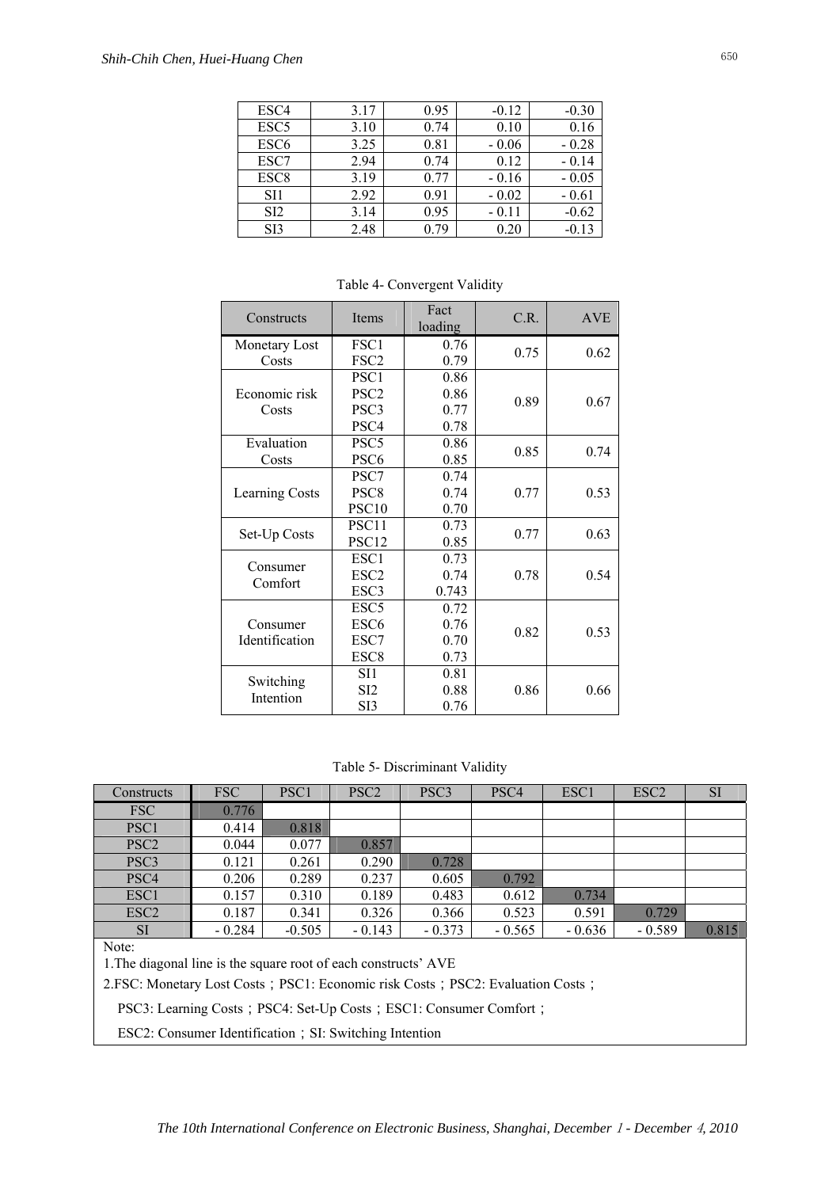| | | | | |
|---|---|---|---|---|
| ESC4 | 3.17 | 0.95 | -0.12 | -0.30 |
| ESC5 | 3.10 | 0.74 | 0.10 | 0.16 |
| ESC6 | 3.25 | 0.81 | - 0.06 | - 0.28 |
| ESC7 | 2.94 | 0.74 | 0.12 | - 0.14 |
| ESC8 | 3.19 | 0.77 | - 0.16 | - 0.05 |
| SI1 | 2.92 | 0.91 | - 0.02 | - 0.61 |
| SI2 | 3.14 | 0.95 | - 0.11 | -0.62 |
| SI3 | 2.48 | 0.79 | 0.20 | -0.13 |

Table 4- Convergent Validity

| Constructs | Items | Fact loading | C.R. | AVE |
|---|---|---|---|---|
| Monetary Lost Costs | FSC1 | 0.76 | 0.75 | 0.62 |
| | FSC2 | 0.79 | | |
| Economic risk Costs | PSC1 | 0.86 | 0.89 | 0.67 |
| | PSC2 | 0.86 | | |
| | PSC3 | 0.77 | | |
| | PSC4 | 0.78 | | |
| Evaluation Costs | PSC5 | 0.86 | 0.85 | 0.74 |
| | PSC6 | 0.85 | | |
| Learning Costs | PSC7 | 0.74 | 0.77 | 0.53 |
| | PSC8 | 0.74 | | |
| | PSC10 | 0.70 | | |
| Set-Up Costs | PSC11 | 0.73 | 0.77 | 0.63 |
| | PSC12 | 0.85 | | |
| Consumer Comfort | ESC1 | 0.73 | 0.78 | 0.54 |
| | ESC2 | 0.74 | | |
| | ESC3 | 0.743 | | |
| Consumer Identification | ESC5 | 0.72 | 0.82 | 0.53 |
| | ESC6 | 0.76 | | |
| | ESC7 | 0.70 | | |
| | ESC8 | 0.73 | | |
| Switching Intention | SI1 | 0.81 | 0.86 | 0.66 |
| | SI2 | 0.88 | | |
| | SI3 | 0.76 | | |

Table 5- Discriminant Validity

| Constructs | FSC | PSC1 | PSC2 | PSC3 | PSC4 | ESC1 | ESC2 | SI |
|---|---|---|---|---|---|---|---|---|
| FSC | 0.776 | | | | | | | |
| PSC1 | 0.414 | 0.818 | | | | | | |
| PSC2 | 0.044 | 0.077 | 0.857 | | | | | |
| PSC3 | 0.121 | 0.261 | 0.290 | 0.728 | | | | |
| PSC4 | 0.206 | 0.289 | 0.237 | 0.605 | 0.792 | | | |
| ESC1 | 0.157 | 0.310 | 0.189 | 0.483 | 0.612 | 0.734 | | |
| ESC2 | 0.187 | 0.341 | 0.326 | 0.366 | 0.523 | 0.591 | 0.729 | |
| SI | - 0.284 | -0.505 | - 0.143 | - 0.373 | - 0.565 | - 0.636 | - 0.589 | 0.815 |

Note:

1.The diagonal line is the square root of each constructs' AVE

2.FSC: Monetary Lost Costs；PSC1: Economic risk Costs；PSC2: Evaluation Costs；

PSC3: Learning Costs；PSC4: Set-Up Costs；ESC1: Consumer Comfort；

ESC2: Consumer Identification；SI: Switching Intention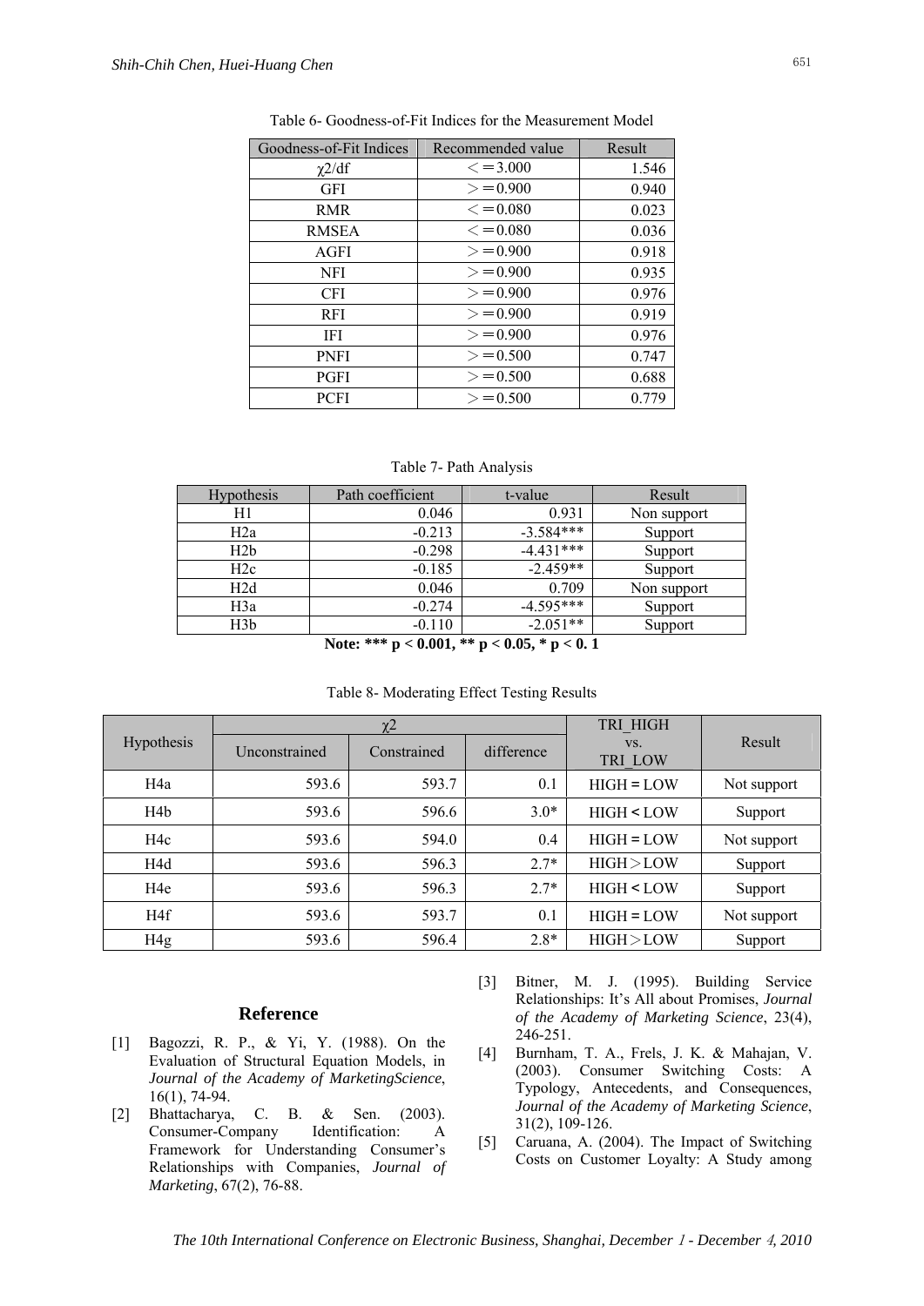Table 6- Goodness-of-Fit Indices for the Measurement Model

| Goodness-of-Fit Indices | Recommended value | Result |
|---|---|---|
| $\chi2$/df | ＜＝3.000 | 1.546 |
| GFI | ＞＝0.900 | 0.940 |
| RMR | ＜＝0.080 | 0.023 |
| RMSEA | ＜＝0.080 | 0.036 |
| AGFI | ＞＝0.900 | 0.918 |
| NFI | ＞＝0.900 | 0.935 |
| CFI | ＞＝0.900 | 0.976 |
| RFI | ＞＝0.900 | 0.919 |
| IFI | ＞＝0.900 | 0.976 |
| PNFI | ＞＝0.500 | 0.747 |
| PGFI | ＞＝0.500 | 0.688 |
| PCFI | ＞＝0.500 | 0.779 |

Table 7- Path Analysis

| Hypothesis | Path coefficient | t-value | Result |
|---|---|---|---|
| H1 | 0.046 | 0.931 | Non support |
| H2a | -0.213 | -3.584*** | Support |
| H2b | -0.298 | -4.431*** | Support |
| H2c | -0.185 | -2.459** | Support |
| H2d | 0.046 | 0.709 | Non support |
| H3a | -0.274 | -4.595*** | Support |
| H3b | -0.110 | -2.051** | Support |

**Note: *** $p < 0.001$, ** $p < 0.05$, * $p < 0.1$**

Table 8- Moderating Effect Testing Results

| Hypothesis | $\chi2$ | | | TRI_HIGH vs. TRI_LOW | Result |
|---|---|---|---|---|---|
| | Unconstrained | Constrained | difference | | |
| H4a | 593.6 | 593.7 | 0.1 | HIGH = LOW | Not support |
| H4b | 593.6 | 596.6 | 3.0* | HIGH < LOW | Support |
| H4c | 593.6 | 594.0 | 0.4 | HIGH = LOW | Not support |
| H4d | 593.6 | 596.3 | 2.7* | HIGH＞LOW | Support |
| H4e | 593.6 | 596.3 | 2.7* | HIGH < LOW | Support |
| H4f | 593.6 | 593.7 | 0.1 | HIGH = LOW | Not support |
| H4g | 593.6 | 596.4 | 2.8* | HIGH＞LOW | Support |

## Reference

[1] Bagozzi, R. P., & Yi, Y. (1988). On the Evaluation of Structural Equation Models, in *Journal of the Academy of MarketingScience*, 16(1), 74-94.

[2] Bhattacharya, C. B. & Sen. (2003). Consumer-Company Identification: A Framework for Understanding Consumer's Relationships with Companies, *Journal of Marketing*, 67(2), 76-88.

[3] Bitner, M. J. (1995). Building Service Relationships: It's All about Promises, *Journal of the Academy of Marketing Science*, 23(4), 246-251.

[4] Burnham, T. A., Frels, J. K. & Mahajan, V. (2003). Consumer Switching Costs: A Typology, Antecedents, and Consequences, *Journal of the Academy of Marketing Science*, 31(2), 109-126.

[5] Caruana, A. (2004). The Impact of Switching Costs on Customer Loyalty: A Study among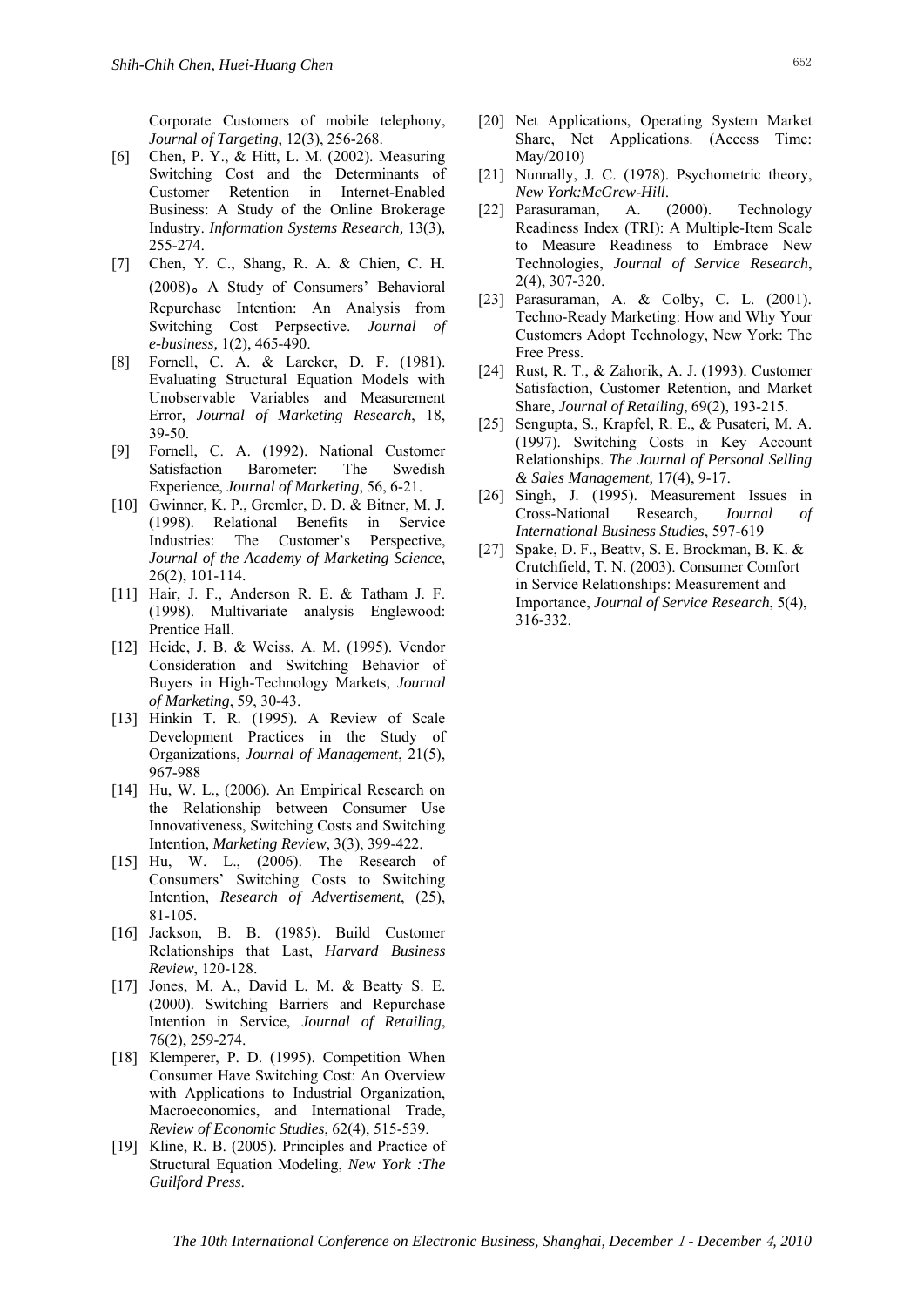Corporate Customers of mobile telephony, *Journal of Targeting*, 12(3), 256-268.

[6] Chen, P. Y., & Hitt, L. M. (2002). Measuring Switching Cost and the Determinants of Customer Retention in Internet-Enabled Business: A Study of the Online Brokerage Industry. *Information Systems Research,* 13(3), 255-274.

[7] Chen, Y. C., Shang, R. A. & Chien, C. H. (2008)。A Study of Consumers' Behavioral Repurchase Intention: An Analysis from Switching Cost Perpsective. *Journal of e-business,* 1(2), 465-490.

[8] Fornell, C. A. & Larcker, D. F. (1981). Evaluating Structural Equation Models with Unobservable Variables and Measurement Error, *Journal of Marketing Research*, 18, 39-50.

[9] Fornell, C. A. (1992). National Customer Satisfaction Barometer: The Swedish Experience, *Journal of Marketing*, 56, 6-21.

[10] Gwinner, K. P., Gremler, D. D. & Bitner, M. J. (1998). Relational Benefits in Service Industries: The Customer's Perspective, *Journal of the Academy of Marketing Science*, 26(2), 101-114.

[11] Hair, J. F., Anderson R. E. & Tatham J. F. (1998). Multivariate analysis Englewood: Prentice Hall.

[12] Heide, J. B. & Weiss, A. M. (1995). Vendor Consideration and Switching Behavior of Buyers in High-Technology Markets, *Journal of Marketing*, 59, 30-43.

[13] Hinkin T. R. (1995). A Review of Scale Development Practices in the Study of Organizations, *Journal of Management*, 21(5), 967-988

[14] Hu, W. L., (2006). An Empirical Research on the Relationship between Consumer Use Innovativeness, Switching Costs and Switching Intention, *Marketing Review*, 3(3), 399-422.

[15] Hu, W. L., (2006). The Research of Consumers' Switching Costs to Switching Intention, *Research of Advertisement*, (25), 81-105.

[16] Jackson, B. B. (1985). Build Customer Relationships that Last, *Harvard Business Review*, 120-128.

[17] Jones, M. A., David L. M. & Beatty S. E. (2000). Switching Barriers and Repurchase Intention in Service, *Journal of Retailing*, 76(2), 259-274.

[18] Klemperer, P. D. (1995). Competition When Consumer Have Switching Cost: An Overview with Applications to Industrial Organization, Macroeconomics, and International Trade, *Review of Economic Studies*, 62(4), 515-539.

[19] Kline, R. B. (2005). Principles and Practice of Structural Equation Modeling, *New York :The Guilford Press.*

[20] Net Applications, Operating System Market Share, Net Applications. (Access Time: May/2010)

[21] Nunnally, J. C. (1978). Psychometric theory, *New York:McGrew-Hill*.

[22] Parasuraman, A. (2000). Technology Readiness Index (TRI): A Multiple-Item Scale to Measure Readiness to Embrace New Technologies, *Journal of Service Research*, 2(4), 307-320.

[23] Parasuraman, A. & Colby, C. L. (2001). Techno-Ready Marketing: How and Why Your Customers Adopt Technology, New York: The Free Press.

[24] Rust, R. T., & Zahorik, A. J. (1993). Customer Satisfaction, Customer Retention, and Market Share, *Journal of Retailing*, 69(2), 193-215.

[25] Sengupta, S., Krapfel, R. E., & Pusateri, M. A. (1997). Switching Costs in Key Account Relationships. *The Journal of Personal Selling & Sales Management,* 17(4), 9-17.

[26] Singh, J. (1995). Measurement Issues in Cross-National Research, *Journal of International Business Studies*, 597-619

[27] Spake, D. F., Beattv, S. E. Brockman, B. K. & Crutchfield, T. N. (2003). Consumer Comfort in Service Relationships: Measurement and Importance, *Journal of Service Research*, 5(4), 316-332.